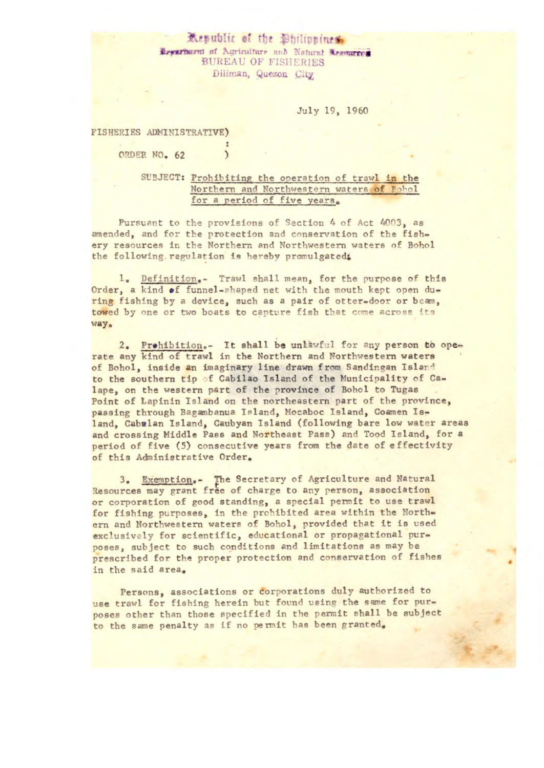Republic of the Philippines
Department of Agriculture and Natural Resources
BUREAU OF FISHERIES
Diliman, Quezon City

July 19, 1960

FISHERIES ADMINISTRATIVE)
:
ORDER NO. 62 )

SUBJECT: Prohibiting the operation of trawl in the Northern and Northwestern waters of Bohol for a period of five years.

Pursuant to the provisions of Section 4 of Act 4003, as amended, and for the protection and conservation of the fishery resources in the Northern and Northwestern waters of Bohol the following regulation is hereby promulgated:

1. Definition.- Trawl shall mean, for the purpose of this Order, a kind of funnel-shaped net with the mouth kept open during fishing by a device, such as a pair of otter-door or beam, towed by one or two boats to capture fish that come across its way.

2. Prohibition.- It shall be unlawful for any person to operate any kind of trawl in the Northern and Northwestern waters of Bohol, inside an imaginary line drawn from Sandingan Island to the southern tip of Cabilao Island of the Municipality of Calape, on the western part of the province of Bohol to Tugas Point of Lapinin Island on the northeastern part of the province, passing through Bagambanua Island, Mocaboc Island, Coamen Island, Cabalan Island, Caubyan Island (following bare low water areas and crossing Middle Pass and Northeast Pass) and Tood Island, for a period of five (5) consecutive years from the date of effectivity of this Administrative Order.

3. Exemption.- The Secretary of Agriculture and Natural Resources may grant free of charge to any person, association or corporation of good standing, a special permit to use trawl for fishing purposes, in the prohibited area within the Northern and Northwestern waters of Bohol, provided that it is used exclusively for scientific, educational or propagational purposes, subject to such conditions and limitations as may be prescribed for the proper protection and conservation of fishes in the said area.

Persons, associations or corporations duly authorized to use trawl for fishing herein but found using the same for purposes other than those specified in the permit shall be subject to the same penalty as if no permit has been granted.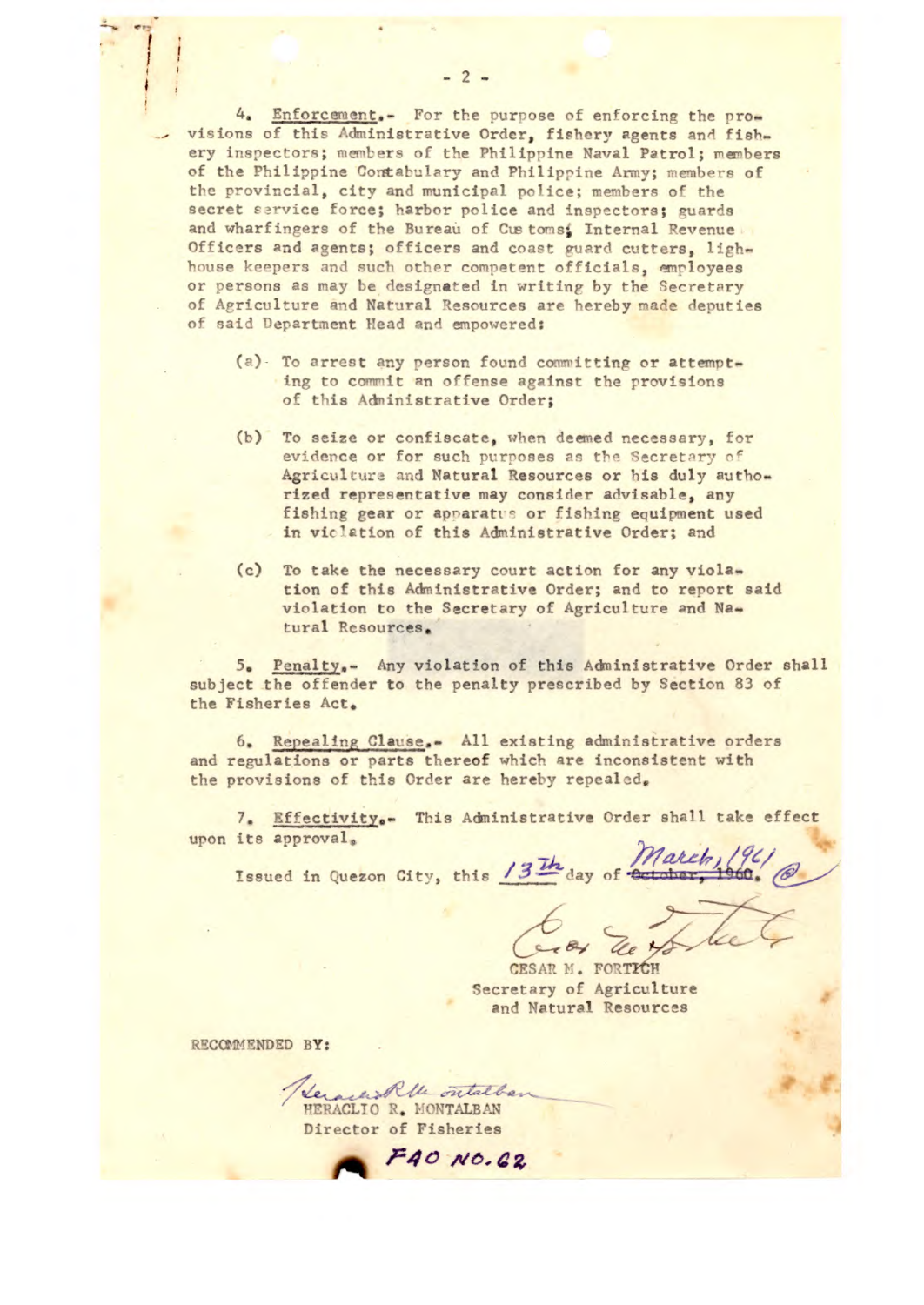4. Enforcement.- For the purpose of enforcing the provisions of this Administrative Order, fishery agents and fishery inspectors; members of the Philippine Naval Patrol; members of the Philippine Constabulary and Philippine Army; members of the provincial, city and municipal police; members of the secret service force; harbor police and inspectors; guards and wharfingers of the Bureau of Customs; Internal Revenue Officers and agents; officers and coast guard cutters, lighthouse keepers and such other competent officials, employees or persons as may be designated in writing by the Secretary of Agriculture and Natural Resources are hereby made deputies of said Department Head and empowered:

(a) To arrest any person found committing or attempting to commit an offense against the provisions of this Administrative Order;

(b) To seize or confiscate, when deemed necessary, for evidence or for such purposes as the Secretary of Agriculture and Natural Resources or his duly authorized representative may consider advisable, any fishing gear or apparatus or fishing equipment used in violation of this Administrative Order; and

(c) To take the necessary court action for any violation of this Administrative Order; and to report said violation to the Secretary of Agriculture and Natural Resources.

5. Penalty.- Any violation of this Administrative Order shall subject the offender to the penalty prescribed by Section 83 of the Fisheries Act.

6. Repealing Clause.- All existing administrative orders and regulations or parts thereof which are inconsistent with the provisions of this Order are hereby repealed.

7. Effectivity.- This Administrative Order shall take effect upon its approval.

Issued in Quezon City, this 13th day of ~~October, 1960~~ March, 1961.

CESAR M. FORTICH
Secretary of Agriculture
and Natural Resources

RECOMMENDED BY:

HERACLIO R. MONTALBAN
Director of Fisheries

FAO NO. 62